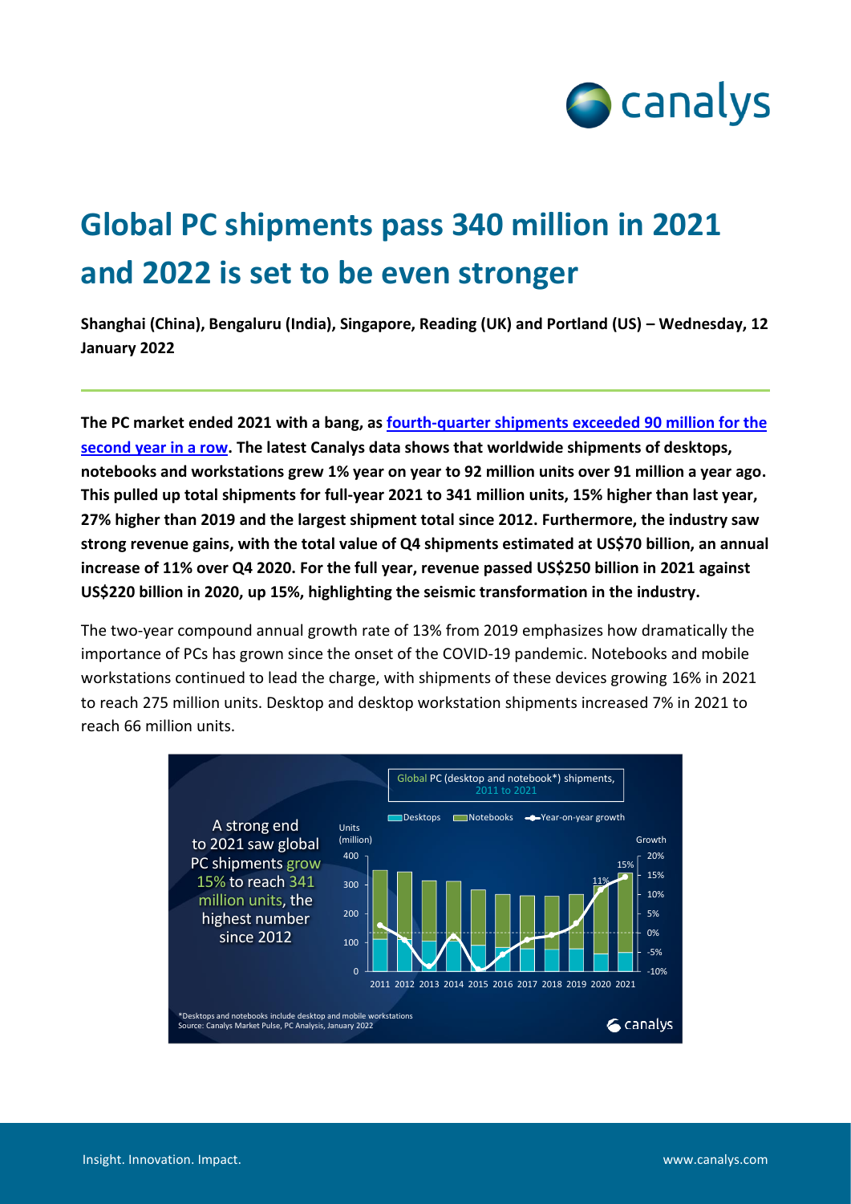# Global PC shipments pass 340 million in 2021 and 2022 is set to be even stronger

**Shanghai (China), Bengaluru (India), Singapore, Reading (UK) and Portland (US) – Wednesday, 12 January 2022**

**The PC market ended 2021 with a bang, as [fourth-quarter shipments exceeded 90 million for the second year in a row](). The latest Canalys data shows that worldwide shipments of desktops, notebooks and workstations grew 1% year on year to 92 million units over 91 million a year ago. This pulled up total shipments for full-year 2021 to 341 million units, 15% higher than last year, 27% higher than 2019 and the largest shipment total since 2012. Furthermore, the industry saw strong revenue gains, with the total value of Q4 shipments estimated at US$70 billion, an annual increase of 11% over Q4 2020. For the full year, revenue passed US$250 billion in 2021 against US$220 billion in 2020, up 15%, highlighting the seismic transformation in the industry.**

The two-year compound annual growth rate of 13% from 2019 emphasizes how dramatically the importance of PCs has grown since the onset of the COVID-19 pandemic. Notebooks and mobile workstations continued to lead the charge, with shipments of these devices growing 16% in 2021 to reach 275 million units. Desktop and desktop workstation shipments increased 7% in 2021 to reach 66 million units.

Global PC (desktop and notebook*) shipments, 2011 to 2021

A strong end to 2021 saw global PC shipments grow 15% to reach 341 million units, the highest number since 2012

*Desktops and notebooks include desktop and mobile workstations
Source: Canalys Market Pulse, PC Analysis, January 2022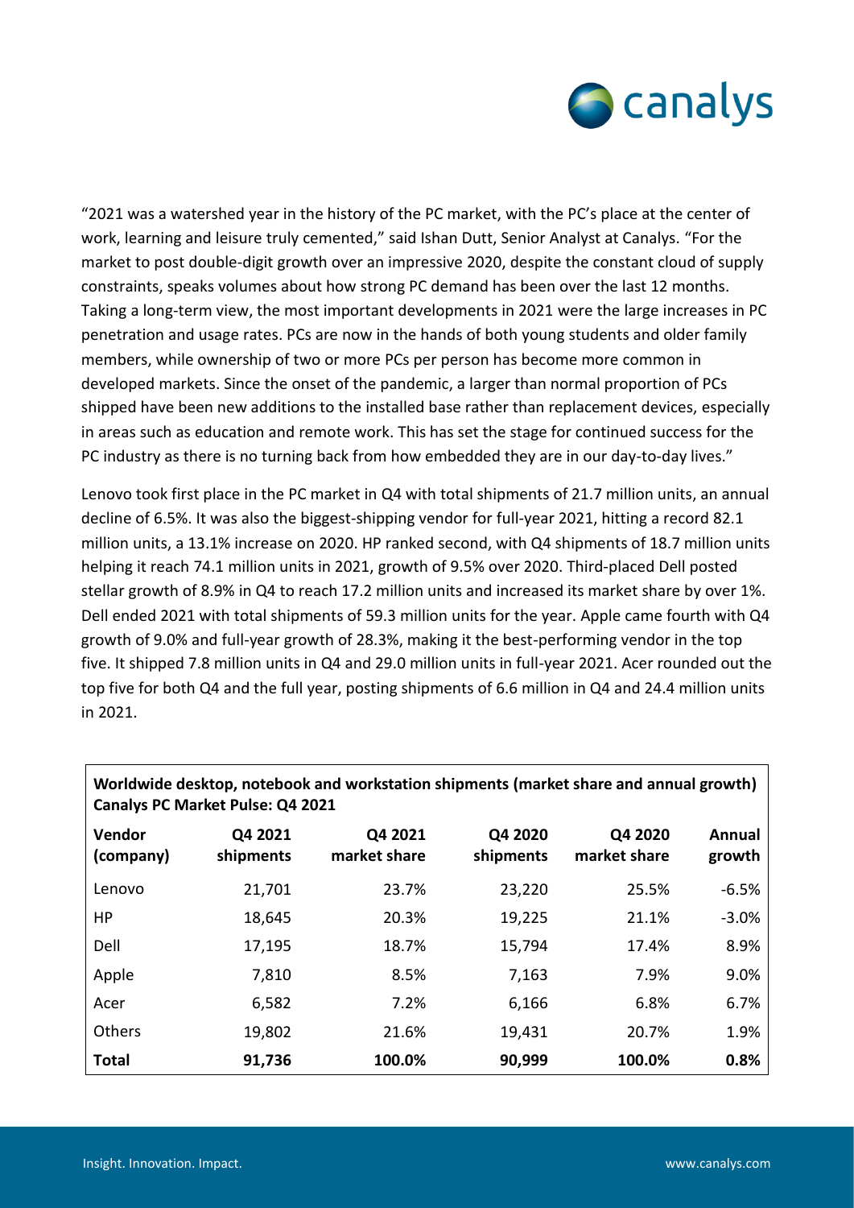"2021 was a watershed year in the history of the PC market, with the PC's place at the center of work, learning and leisure truly cemented," said Ishan Dutt, Senior Analyst at Canalys. "For the market to post double-digit growth over an impressive 2020, despite the constant cloud of supply constraints, speaks volumes about how strong PC demand has been over the last 12 months. Taking a long-term view, the most important developments in 2021 were the large increases in PC penetration and usage rates. PCs are now in the hands of both young students and older family members, while ownership of two or more PCs per person has become more common in developed markets. Since the onset of the pandemic, a larger than normal proportion of PCs shipped have been new additions to the installed base rather than replacement devices, especially in areas such as education and remote work. This has set the stage for continued success for the PC industry as there is no turning back from how embedded they are in our day-to-day lives."

Lenovo took first place in the PC market in Q4 with total shipments of 21.7 million units, an annual decline of 6.5%. It was also the biggest-shipping vendor for full-year 2021, hitting a record 82.1 million units, a 13.1% increase on 2020. HP ranked second, with Q4 shipments of 18.7 million units helping it reach 74.1 million units in 2021, growth of 9.5% over 2020. Third-placed Dell posted stellar growth of 8.9% in Q4 to reach 17.2 million units and increased its market share by over 1%. Dell ended 2021 with total shipments of 59.3 million units for the year. Apple came fourth with Q4 growth of 9.0% and full-year growth of 28.3%, making it the best-performing vendor in the top five. It shipped 7.8 million units in Q4 and 29.0 million units in full-year 2021. Acer rounded out the top five for both Q4 and the full year, posting shipments of 6.6 million in Q4 and 24.4 million units in 2021.

**Worldwide desktop, notebook and workstation shipments (market share and annual growth)**
**Canalys PC Market Pulse: Q4 2021**

| Vendor (company) | Q4 2021 shipments | Q4 2021 market share | Q4 2020 shipments | Q4 2020 market share | Annual growth |
|---|---|---|---|---|---|
| Lenovo | 21,701 | 23.7% | 23,220 | 25.5% | -6.5% |
| HP | 18,645 | 20.3% | 19,225 | 21.1% | -3.0% |
| Dell | 17,195 | 18.7% | 15,794 | 17.4% | 8.9% |
| Apple | 7,810 | 8.5% | 7,163 | 7.9% | 9.0% |
| Acer | 6,582 | 7.2% | 6,166 | 6.8% | 6.7% |
| Others | 19,802 | 21.6% | 19,431 | 20.7% | 1.9% |
| **Total** | **91,736** | **100.0%** | **90,999** | **100.0%** | **0.8%** |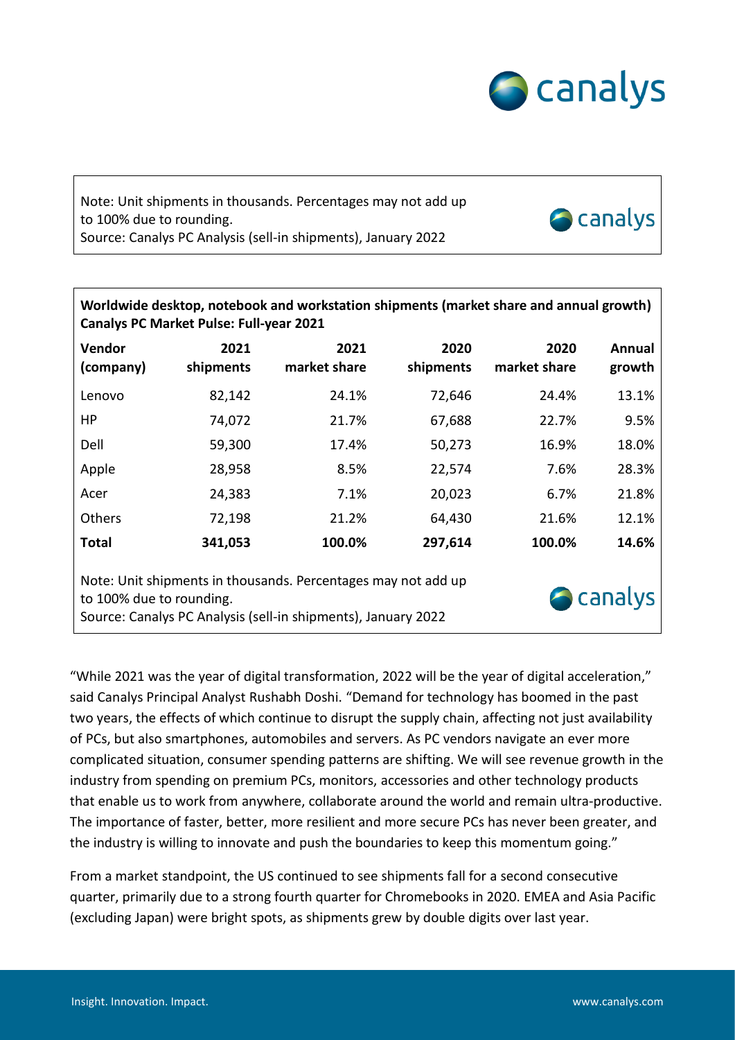Note: Unit shipments in thousands. Percentages may not add up to 100% due to rounding.
Source: Canalys PC Analysis (sell-in shipments), January 2022

**Worldwide desktop, notebook and workstation shipments (market share and annual growth)**
**Canalys PC Market Pulse: Full-year 2021**

| Vendor (company) | 2021 shipments | 2021 market share | 2020 shipments | 2020 market share | Annual growth |
|---|---|---|---|---|---|
| Lenovo | 82,142 | 24.1% | 72,646 | 24.4% | 13.1% |
| HP | 74,072 | 21.7% | 67,688 | 22.7% | 9.5% |
| Dell | 59,300 | 17.4% | 50,273 | 16.9% | 18.0% |
| Apple | 28,958 | 8.5% | 22,574 | 7.6% | 28.3% |
| Acer | 24,383 | 7.1% | 20,023 | 6.7% | 21.8% |
| Others | 72,198 | 21.2% | 64,430 | 21.6% | 12.1% |
| **Total** | **341,053** | **100.0%** | **297,614** | **100.0%** | **14.6%** |

Note: Unit shipments in thousands. Percentages may not add up to 100% due to rounding.
Source: Canalys PC Analysis (sell-in shipments), January 2022

"While 2021 was the year of digital transformation, 2022 will be the year of digital acceleration," said Canalys Principal Analyst Rushabh Doshi. "Demand for technology has boomed in the past two years, the effects of which continue to disrupt the supply chain, affecting not just availability of PCs, but also smartphones, automobiles and servers. As PC vendors navigate an ever more complicated situation, consumer spending patterns are shifting. We will see revenue growth in the industry from spending on premium PCs, monitors, accessories and other technology products that enable us to work from anywhere, collaborate around the world and remain ultra-productive. The importance of faster, better, more resilient and more secure PCs has never been greater, and the industry is willing to innovate and push the boundaries to keep this momentum going."

From a market standpoint, the US continued to see shipments fall for a second consecutive quarter, primarily due to a strong fourth quarter for Chromebooks in 2020. EMEA and Asia Pacific (excluding Japan) were bright spots, as shipments grew by double digits over last year.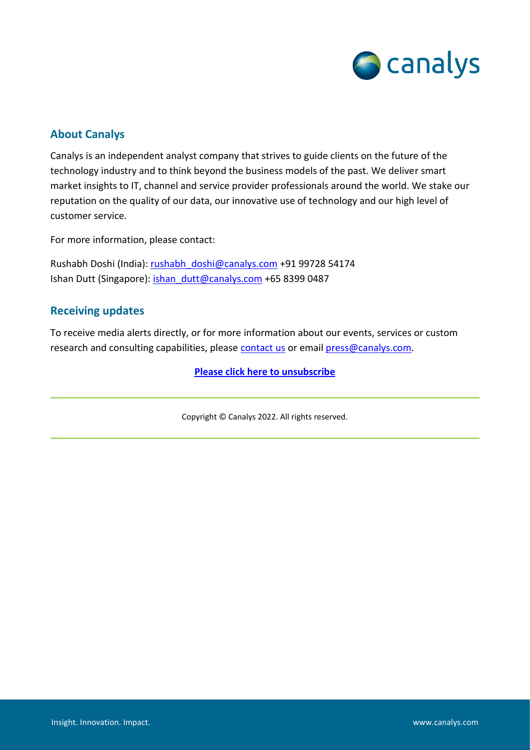## About Canalys

Canalys is an independent analyst company that strives to guide clients on the future of the technology industry and to think beyond the business models of the past. We deliver smart market insights to IT, channel and service provider professionals around the world. We stake our reputation on the quality of our data, our innovative use of technology and our high level of customer service.

For more information, please contact:

Rushabh Doshi (India): rushabh_doshi@canalys.com +91 99728 54174
Ishan Dutt (Singapore): ishan_dutt@canalys.com +65 8399 0487

## Receiving updates

To receive media alerts directly, or for more information about our events, services or custom research and consulting capabilities, please contact us or email press@canalys.com.

**Please click here to unsubscribe**

---

Copyright © Canalys 2022. All rights reserved.

---

Insight. Innovation. Impact. www.canalys.com